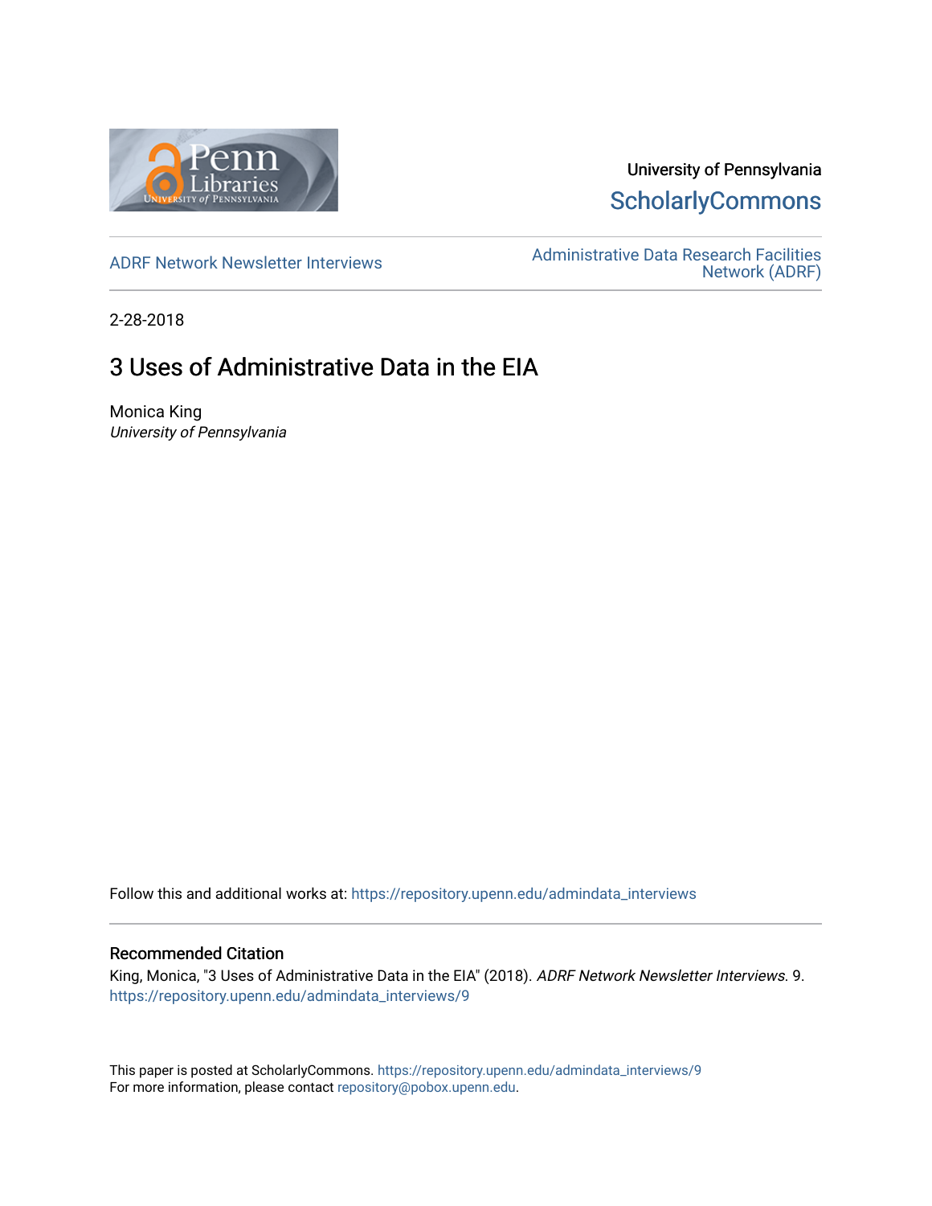University of Pennsylvania
ScholarlyCommons

ADRF Network Newsletter Interviews

Administrative Data Research Facilities Network (ADRF)

2-28-2018

# 3 Uses of Administrative Data in the EIA

Monica King
*University of Pennsylvania*

Follow this and additional works at: https://repository.upenn.edu/admindata_interviews

## Recommended Citation

King, Monica, "3 Uses of Administrative Data in the EIA" (2018). *ADRF Network Newsletter Interviews*. 9.
https://repository.upenn.edu/admindata_interviews/9

This paper is posted at ScholarlyCommons. https://repository.upenn.edu/admindata_interviews/9
For more information, please contact repository@pobox.upenn.edu.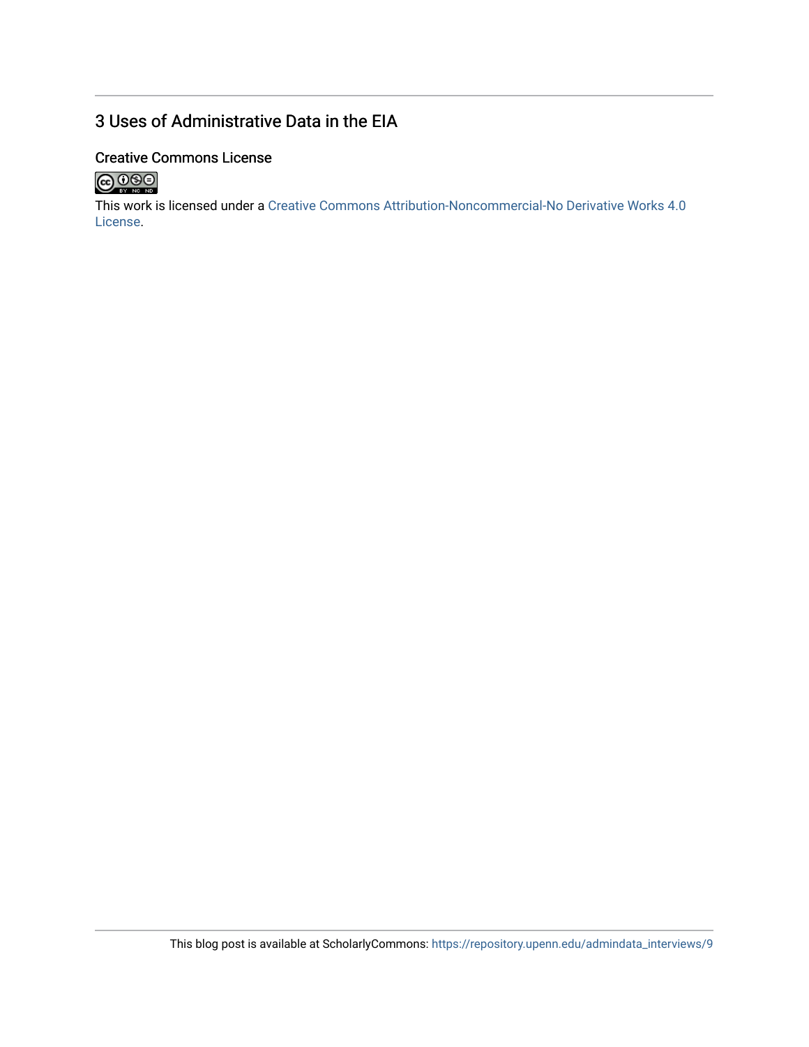## 3 Uses of Administrative Data in the EIA

### Creative Commons License

This work is licensed under a Creative Commons Attribution-Noncommercial-No Derivative Works 4.0 License.

This blog post is available at ScholarlyCommons: https://repository.upenn.edu/admindata_interviews/9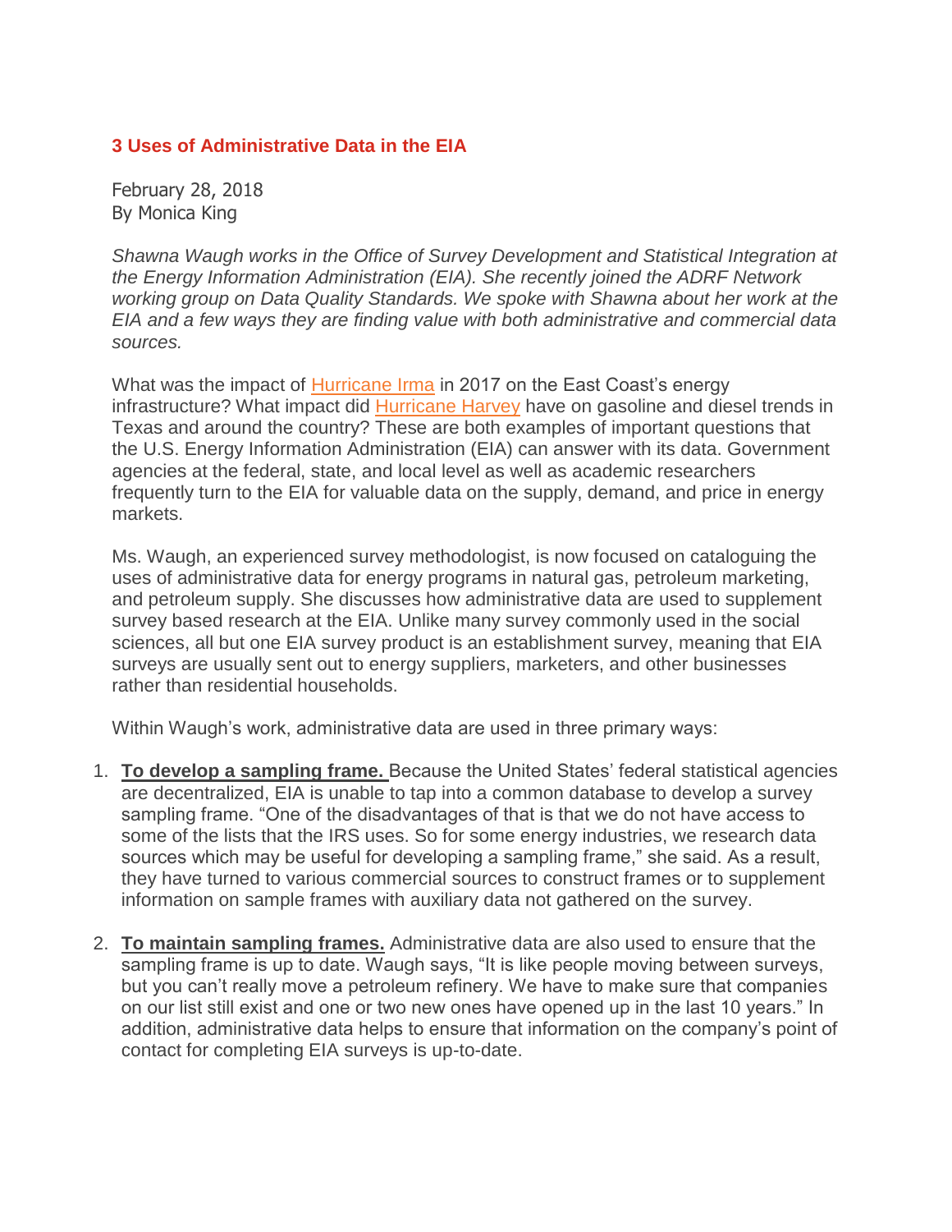### 3 Uses of Administrative Data in the EIA

February 28, 2018
By Monica King

*Shawna Waugh works in the Office of Survey Development and Statistical Integration at the Energy Information Administration (EIA). She recently joined the ADRF Network working group on Data Quality Standards. We spoke with Shawna about her work at the EIA and a few ways they are finding value with both administrative and commercial data sources.*

What was the impact of Hurricane Irma in 2017 on the East Coast's energy infrastructure? What impact did Hurricane Harvey have on gasoline and diesel trends in Texas and around the country? These are both examples of important questions that the U.S. Energy Information Administration (EIA) can answer with its data. Government agencies at the federal, state, and local level as well as academic researchers frequently turn to the EIA for valuable data on the supply, demand, and price in energy markets.

Ms. Waugh, an experienced survey methodologist, is now focused on cataloguing the uses of administrative data for energy programs in natural gas, petroleum marketing, and petroleum supply. She discusses how administrative data are used to supplement survey based research at the EIA. Unlike many survey commonly used in the social sciences, all but one EIA survey product is an establishment survey, meaning that EIA surveys are usually sent out to energy suppliers, marketers, and other businesses rather than residential households.

Within Waugh's work, administrative data are used in three primary ways:

1. **To develop a sampling frame.** Because the United States' federal statistical agencies are decentralized, EIA is unable to tap into a common database to develop a survey sampling frame. "One of the disadvantages of that is that we do not have access to some of the lists that the IRS uses. So for some energy industries, we research data sources which may be useful for developing a sampling frame," she said. As a result, they have turned to various commercial sources to construct frames or to supplement information on sample frames with auxiliary data not gathered on the survey.

2. **To maintain sampling frames.** Administrative data are also used to ensure that the sampling frame is up to date. Waugh says, "It is like people moving between surveys, but you can't really move a petroleum refinery. We have to make sure that companies on our list still exist and one or two new ones have opened up in the last 10 years." In addition, administrative data helps to ensure that information on the company's point of contact for completing EIA surveys is up-to-date.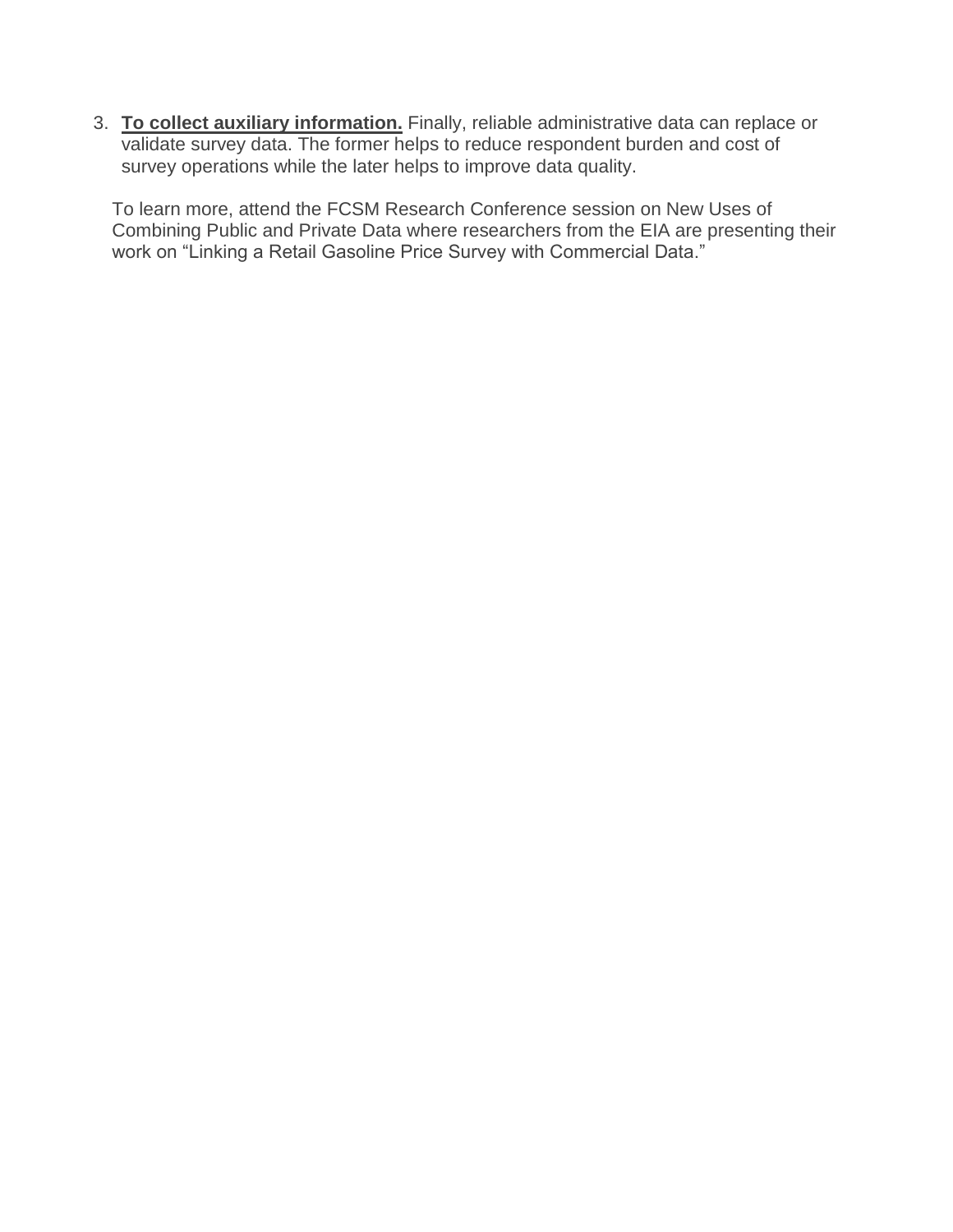3. **To collect auxiliary information.** Finally, reliable administrative data can replace or validate survey data. The former helps to reduce respondent burden and cost of survey operations while the later helps to improve data quality.

To learn more, attend the FCSM Research Conference session on New Uses of Combining Public and Private Data where researchers from the EIA are presenting their work on "Linking a Retail Gasoline Price Survey with Commercial Data."